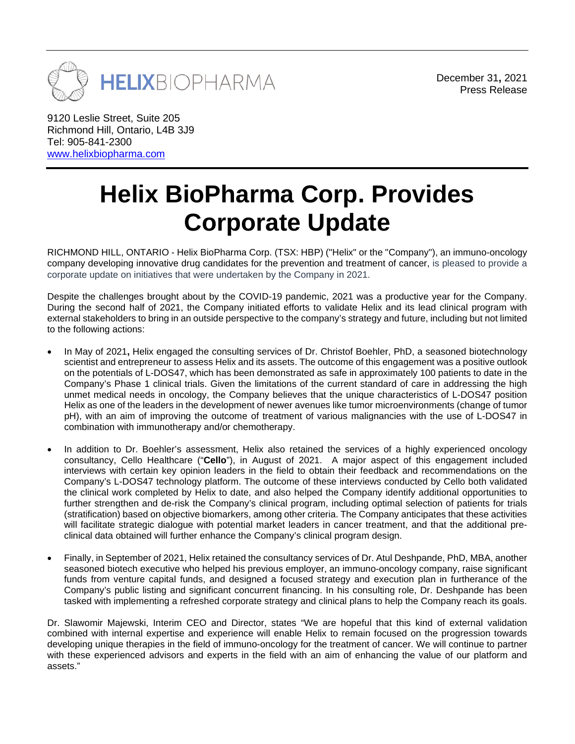HELIXBIOPHARMA

December 31, 2021
Press Release

9120 Leslie Street, Suite 205
Richmond Hill, Ontario, L4B 3J9
Tel: 905-841-2300
www.helixbiopharma.com

# Helix BioPharma Corp. Provides Corporate Update

RICHMOND HILL, ONTARIO - Helix BioPharma Corp. (TSX: HBP) ("Helix" or the "Company"), an immuno-oncology company developing innovative drug candidates for the prevention and treatment of cancer, is pleased to provide a corporate update on initiatives that were undertaken by the Company in 2021.

Despite the challenges brought about by the COVID-19 pandemic, 2021 was a productive year for the Company. During the second half of 2021, the Company initiated efforts to validate Helix and its lead clinical program with external stakeholders to bring in an outside perspective to the company's strategy and future, including but not limited to the following actions:

- In May of 2021, Helix engaged the consulting services of Dr. Christof Boehler, PhD, a seasoned biotechnology scientist and entrepreneur to assess Helix and its assets. The outcome of this engagement was a positive outlook on the potentials of L-DOS47, which has been demonstrated as safe in approximately 100 patients to date in the Company's Phase 1 clinical trials. Given the limitations of the current standard of care in addressing the high unmet medical needs in oncology, the Company believes that the unique characteristics of L-DOS47 position Helix as one of the leaders in the development of newer avenues like tumor microenvironments (change of tumor pH), with an aim of improving the outcome of treatment of various malignancies with the use of L-DOS47 in combination with immunotherapy and/or chemotherapy.

- In addition to Dr. Boehler's assessment, Helix also retained the services of a highly experienced oncology consultancy, Cello Healthcare ("**Cello**"), in August of 2021. A major aspect of this engagement included interviews with certain key opinion leaders in the field to obtain their feedback and recommendations on the Company's L-DOS47 technology platform. The outcome of these interviews conducted by Cello both validated the clinical work completed by Helix to date, and also helped the Company identify additional opportunities to further strengthen and de-risk the Company's clinical program, including optimal selection of patients for trials (stratification) based on objective biomarkers, among other criteria. The Company anticipates that these activities will facilitate strategic dialogue with potential market leaders in cancer treatment, and that the additional pre-clinical data obtained will further enhance the Company's clinical program design.

- Finally, in September of 2021, Helix retained the consultancy services of Dr. Atul Deshpande, PhD, MBA, another seasoned biotech executive who helped his previous employer, an immuno-oncology company, raise significant funds from venture capital funds, and designed a focused strategy and execution plan in furtherance of the Company's public listing and significant concurrent financing. In his consulting role, Dr. Deshpande has been tasked with implementing a refreshed corporate strategy and clinical plans to help the Company reach its goals.

Dr. Slawomir Majewski, Interim CEO and Director, states "We are hopeful that this kind of external validation combined with internal expertise and experience will enable Helix to remain focused on the progression towards developing unique therapies in the field of immuno-oncology for the treatment of cancer. We will continue to partner with these experienced advisors and experts in the field with an aim of enhancing the value of our platform and assets."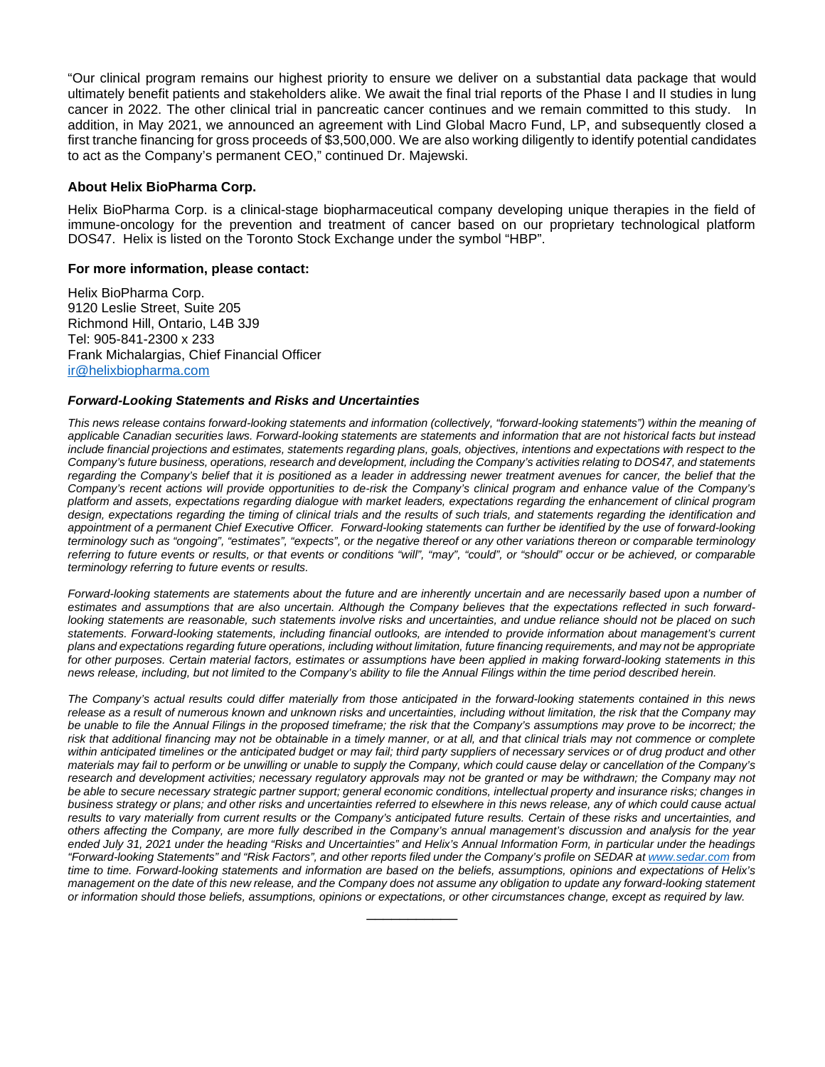"Our clinical program remains our highest priority to ensure we deliver on a substantial data package that would ultimately benefit patients and stakeholders alike. We await the final trial reports of the Phase I and II studies in lung cancer in 2022. The other clinical trial in pancreatic cancer continues and we remain committed to this study. In addition, in May 2021, we announced an agreement with Lind Global Macro Fund, LP, and subsequently closed a first tranche financing for gross proceeds of $3,500,000. We are also working diligently to identify potential candidates to act as the Company's permanent CEO," continued Dr. Majewski.

**About Helix BioPharma Corp.**

Helix BioPharma Corp. is a clinical-stage biopharmaceutical company developing unique therapies in the field of immune-oncology for the prevention and treatment of cancer based on our proprietary technological platform DOS47. Helix is listed on the Toronto Stock Exchange under the symbol "HBP".

**For more information, please contact:**

Helix BioPharma Corp.
9120 Leslie Street, Suite 205
Richmond Hill, Ontario, L4B 3J9
Tel: 905-841-2300 x 233
Frank Michalargias, Chief Financial Officer
ir@helixbiopharma.com

***Forward-Looking Statements and Risks and Uncertainties***

*This news release contains forward-looking statements and information (collectively, "forward-looking statements") within the meaning of applicable Canadian securities laws. Forward-looking statements are statements and information that are not historical facts but instead include financial projections and estimates, statements regarding plans, goals, objectives, intentions and expectations with respect to the Company's future business, operations, research and development, including the Company's activities relating to DOS47, and statements regarding the Company's belief that it is positioned as a leader in addressing newer treatment avenues for cancer, the belief that the Company's recent actions will provide opportunities to de-risk the Company's clinical program and enhance value of the Company's platform and assets, expectations regarding dialogue with market leaders, expectations regarding the enhancement of clinical program design, expectations regarding the timing of clinical trials and the results of such trials, and statements regarding the identification and appointment of a permanent Chief Executive Officer. Forward-looking statements can further be identified by the use of forward-looking terminology such as "ongoing", "estimates", "expects", or the negative thereof or any other variations thereon or comparable terminology referring to future events or results, or that events or conditions "will", "may", "could", or "should" occur or be achieved, or comparable terminology referring to future events or results.*

*Forward-looking statements are statements about the future and are inherently uncertain and are necessarily based upon a number of estimates and assumptions that are also uncertain. Although the Company believes that the expectations reflected in such forward-looking statements are reasonable, such statements involve risks and uncertainties, and undue reliance should not be placed on such statements. Forward-looking statements, including financial outlooks, are intended to provide information about management's current plans and expectations regarding future operations, including without limitation, future financing requirements, and may not be appropriate for other purposes. Certain material factors, estimates or assumptions have been applied in making forward-looking statements in this news release, including, but not limited to the Company's ability to file the Annual Filings within the time period described herein.*

*The Company's actual results could differ materially from those anticipated in the forward-looking statements contained in this news release as a result of numerous known and unknown risks and uncertainties, including without limitation, the risk that the Company may be unable to file the Annual Filings in the proposed timeframe; the risk that the Company's assumptions may prove to be incorrect; the risk that additional financing may not be obtainable in a timely manner, or at all, and that clinical trials may not commence or complete within anticipated timelines or the anticipated budget or may fail; third party suppliers of necessary services or of drug product and other materials may fail to perform or be unwilling or unable to supply the Company, which could cause delay or cancellation of the Company's research and development activities; necessary regulatory approvals may not be granted or may be withdrawn; the Company may not be able to secure necessary strategic partner support; general economic conditions, intellectual property and insurance risks; changes in business strategy or plans; and other risks and uncertainties referred to elsewhere in this news release, any of which could cause actual results to vary materially from current results or the Company's anticipated future results. Certain of these risks and uncertainties, and others affecting the Company, are more fully described in the Company's annual management's discussion and analysis for the year ended July 31, 2021 under the heading "Risks and Uncertainties" and Helix's Annual Information Form, in particular under the headings "Forward-looking Statements" and "Risk Factors", and other reports filed under the Company's profile on SEDAR at www.sedar.com from time to time. Forward-looking statements and information are based on the beliefs, assumptions, opinions and expectations of Helix's management on the date of this new release, and the Company does not assume any obligation to update any forward-looking statement or information should those beliefs, assumptions, opinions or expectations, or other circumstances change, except as required by law.*